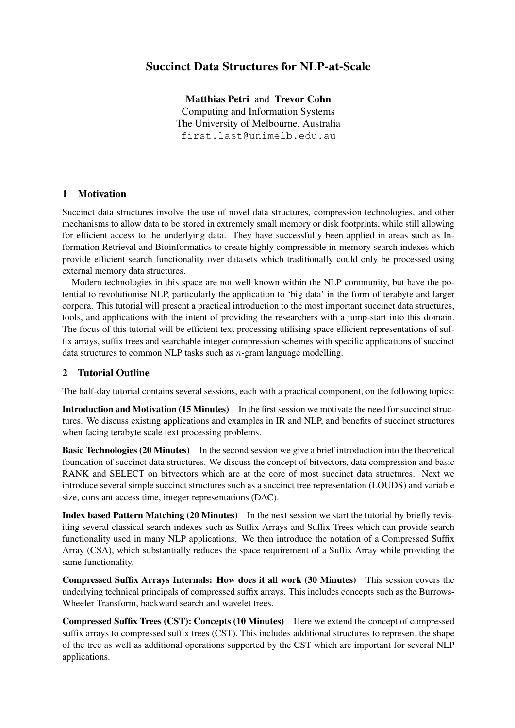# Succinct Data Structures for NLP-at-Scale

**Matthias Petri** and **Trevor Cohn**
Computing and Information Systems
The University of Melbourne, Australia
first.last@unimelb.edu.au

## 1 Motivation

Succinct data structures involve the use of novel data structures, compression technologies, and other mechanisms to allow data to be stored in extremely small memory or disk footprints, while still allowing for efficient access to the underlying data. They have successfully been applied in areas such as Information Retrieval and Bioinformatics to create highly compressible in-memory search indexes which provide efficient search functionality over datasets which traditionally could only be processed using external memory data structures.

Modern technologies in this space are not well known within the NLP community, but have the potential to revolutionise NLP, particularly the application to 'big data' in the form of terabyte and larger corpora. This tutorial will present a practical introduction to the most important succinct data structures, tools, and applications with the intent of providing the researchers with a jump-start into this domain. The focus of this tutorial will be efficient text processing utilising space efficient representations of suffix arrays, suffix trees and searchable integer compression schemes with specific applications of succinct data structures to common NLP tasks such as $n$-gram language modelling.

## 2 Tutorial Outline

The half-day tutorial contains several sessions, each with a practical component, on the following topics:

**Introduction and Motivation (15 Minutes)** In the first session we motivate the need for succinct structures. We discuss existing applications and examples in IR and NLP, and benefits of succinct structures when facing terabyte scale text processing problems.

**Basic Technologies (20 Minutes)** In the second session we give a brief introduction into the theoretical foundation of succinct data structures. We discuss the concept of bitvectors, data compression and basic RANK and SELECT on bitvectors which are at the core of most succinct data structures. Next we introduce several simple succinct structures such as a succinct tree representation (LOUDS) and variable size, constant access time, integer representations (DAC).

**Index based Pattern Matching (20 Minutes)** In the next session we start the tutorial by briefly revisiting several classical search indexes such as Suffix Arrays and Suffix Trees which can provide search functionality used in many NLP applications. We then introduce the notation of a Compressed Suffix Array (CSA), which substantially reduces the space requirement of a Suffix Array while providing the same functionality.

**Compressed Suffix Arrays Internals: How does it all work (30 Minutes)** This session covers the underlying technical principals of compressed suffix arrays. This includes concepts such as the Burrows-Wheeler Transform, backward search and wavelet trees.

**Compressed Suffix Trees (CST): Concepts (10 Minutes)** Here we extend the concept of compressed suffix arrays to compressed suffix trees (CST). This includes additional structures to represent the shape of the tree as well as additional operations supported by the CST which are important for several NLP applications.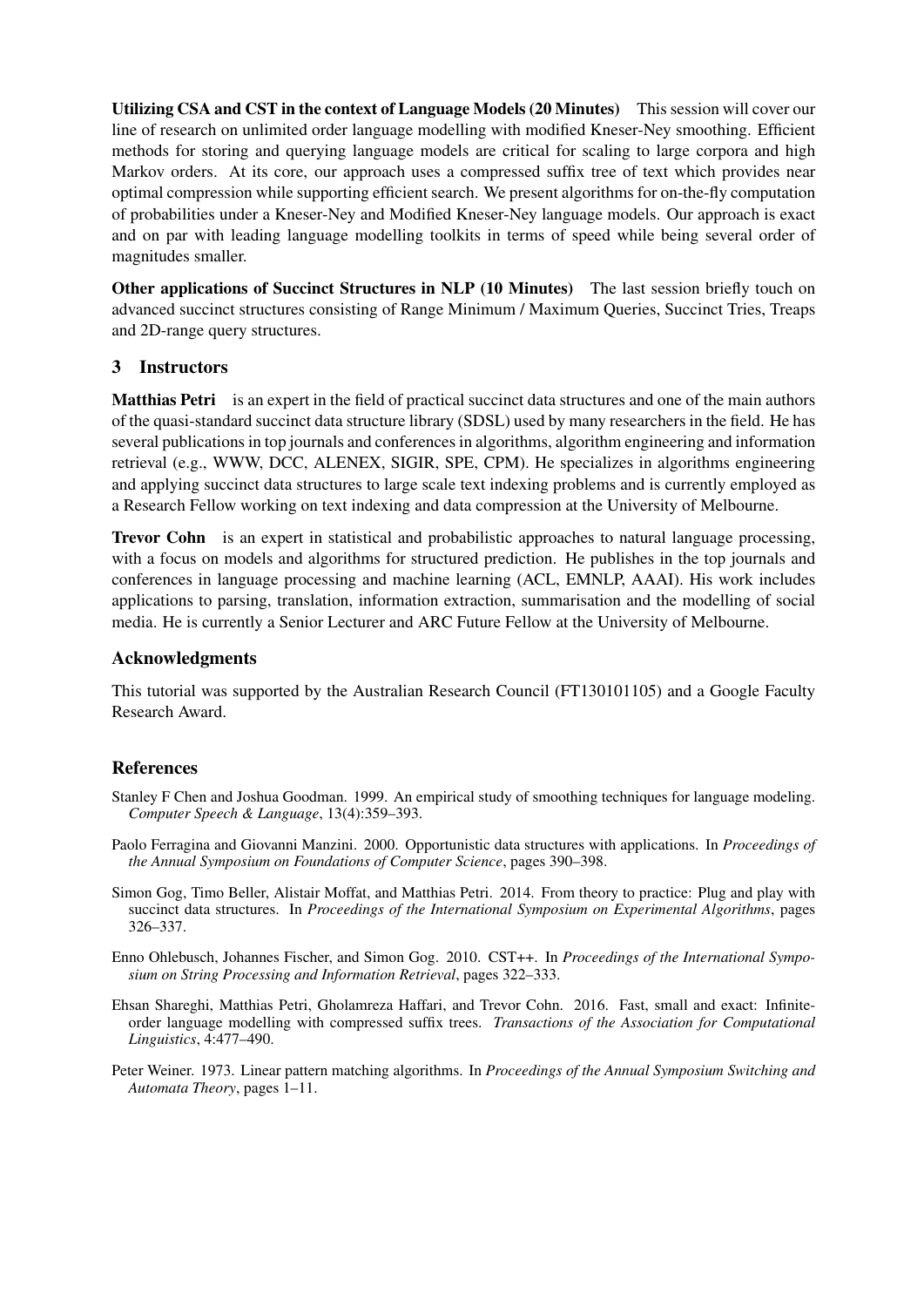**Utilizing CSA and CST in the context of Language Models (20 Minutes)** This session will cover our line of research on unlimited order language modelling with modified Kneser-Ney smoothing. Efficient methods for storing and querying language models are critical for scaling to large corpora and high Markov orders. At its core, our approach uses a compressed suffix tree of text which provides near optimal compression while supporting efficient search. We present algorithms for on-the-fly computation of probabilities under a Kneser-Ney and Modified Kneser-Ney language models. Our approach is exact and on par with leading language modelling toolkits in terms of speed while being several order of magnitudes smaller.

**Other applications of Succinct Structures in NLP (10 Minutes)** The last session briefly touch on advanced succinct structures consisting of Range Minimum / Maximum Queries, Succinct Tries, Treaps and 2D-range query structures.

## 3 Instructors

**Matthias Petri** is an expert in the field of practical succinct data structures and one of the main authors of the quasi-standard succinct data structure library (SDSL) used by many researchers in the field. He has several publications in top journals and conferences in algorithms, algorithm engineering and information retrieval (e.g., WWW, DCC, ALENEX, SIGIR, SPE, CPM). He specializes in algorithms engineering and applying succinct data structures to large scale text indexing problems and is currently employed as a Research Fellow working on text indexing and data compression at the University of Melbourne.

**Trevor Cohn** is an expert in statistical and probabilistic approaches to natural language processing, with a focus on models and algorithms for structured prediction. He publishes in the top journals and conferences in language processing and machine learning (ACL, EMNLP, AAAI). His work includes applications to parsing, translation, information extraction, summarisation and the modelling of social media. He is currently a Senior Lecturer and ARC Future Fellow at the University of Melbourne.

## Acknowledgments

This tutorial was supported by the Australian Research Council (FT130101105) and a Google Faculty Research Award.

## References

Stanley F Chen and Joshua Goodman. 1999. An empirical study of smoothing techniques for language modeling. *Computer Speech & Language*, 13(4):359–393.

Paolo Ferragina and Giovanni Manzini. 2000. Opportunistic data structures with applications. In *Proceedings of the Annual Symposium on Foundations of Computer Science*, pages 390–398.

Simon Gog, Timo Beller, Alistair Moffat, and Matthias Petri. 2014. From theory to practice: Plug and play with succinct data structures. In *Proceedings of the International Symposium on Experimental Algorithms*, pages 326–337.

Enno Ohlebusch, Johannes Fischer, and Simon Gog. 2010. CST++. In *Proceedings of the International Symposium on String Processing and Information Retrieval*, pages 322–333.

Ehsan Shareghi, Matthias Petri, Gholamreza Haffari, and Trevor Cohn. 2016. Fast, small and exact: Infinite-order language modelling with compressed suffix trees. *Transactions of the Association for Computational Linguistics*, 4:477–490.

Peter Weiner. 1973. Linear pattern matching algorithms. In *Proceedings of the Annual Symposium Switching and Automata Theory*, pages 1–11.